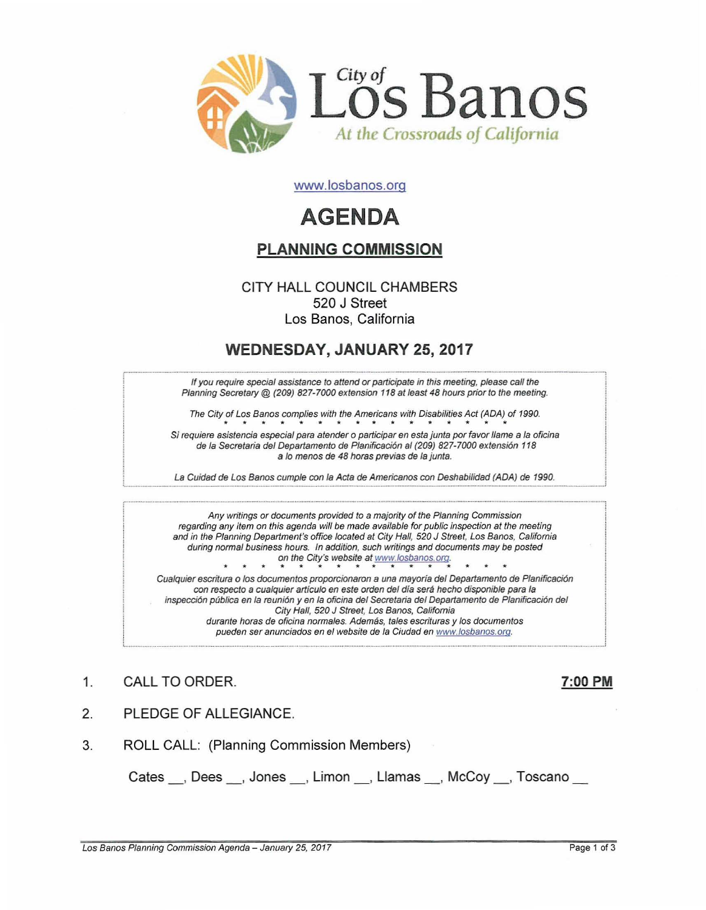City of Los Banos

*At the Crossroads of California*

www.losbanos.org

# AGENDA

## PLANNING COMMISSION

CITY HALL COUNCIL CHAMBERS
520 J Street
Los Banos, California

## WEDNESDAY, JANUARY 25, 2017

*If you require special assistance to attend or participate in this meeting, please call the Planning Secretary @ (209) 827-7000 extension 118 at least 48 hours prior to the meeting.*

*The City of Los Banos complies with the Americans with Disabilities Act (ADA) of 1990.*

\* \* \* \* \* \* \* \* \* \* \* \* \* \* \* \* \*

*Si requiere asistencia especial para atender o participar en esta junta por favor llame a la oficina de la Secretaria del Departamento de Planificación al (209) 827-7000 extensión 118 a lo menos de 48 horas previas de la junta.*

*La Cuidad de Los Banos cumple con la Acta de Americanos con Deshabilidad (ADA) de 1990.*

*Any writings or documents provided to a majority of the Planning Commission regarding any item on this agenda will be made available for public inspection at the meeting and in the Planning Department's office located at City Hall, 520 J Street, Los Banos, California during normal business hours. In addition, such writings and documents may be posted on the City's website at www.losbanos.org.*

\* \* \* \* \* \* \* \* \* \* \* \* \* \* \* \* \*

*Cualquier escritura o los documentos proporcionaron a una mayoría del Departamento de Planificación con respecto a cualquier artículo en este orden del día será hecho disponible para la inspección pública en la reunión y en la oficina del Secretaria del Departamento de Planificación del City Hall, 520 J Street, Los Banos, California durante horas de oficina normales. Además, tales escrituras y los documentos pueden ser anunciados en el website de la Ciudad en www.losbanos.org.*

1. CALL TO ORDER. **7:00 PM**

2. PLEDGE OF ALLEGIANCE.

3. ROLL CALL: (Planning Commission Members)

   Cates \_\_, Dees \_\_, Jones \_\_, Limon \_\_, Llamas \_\_, McCoy \_\_, Toscano \_\_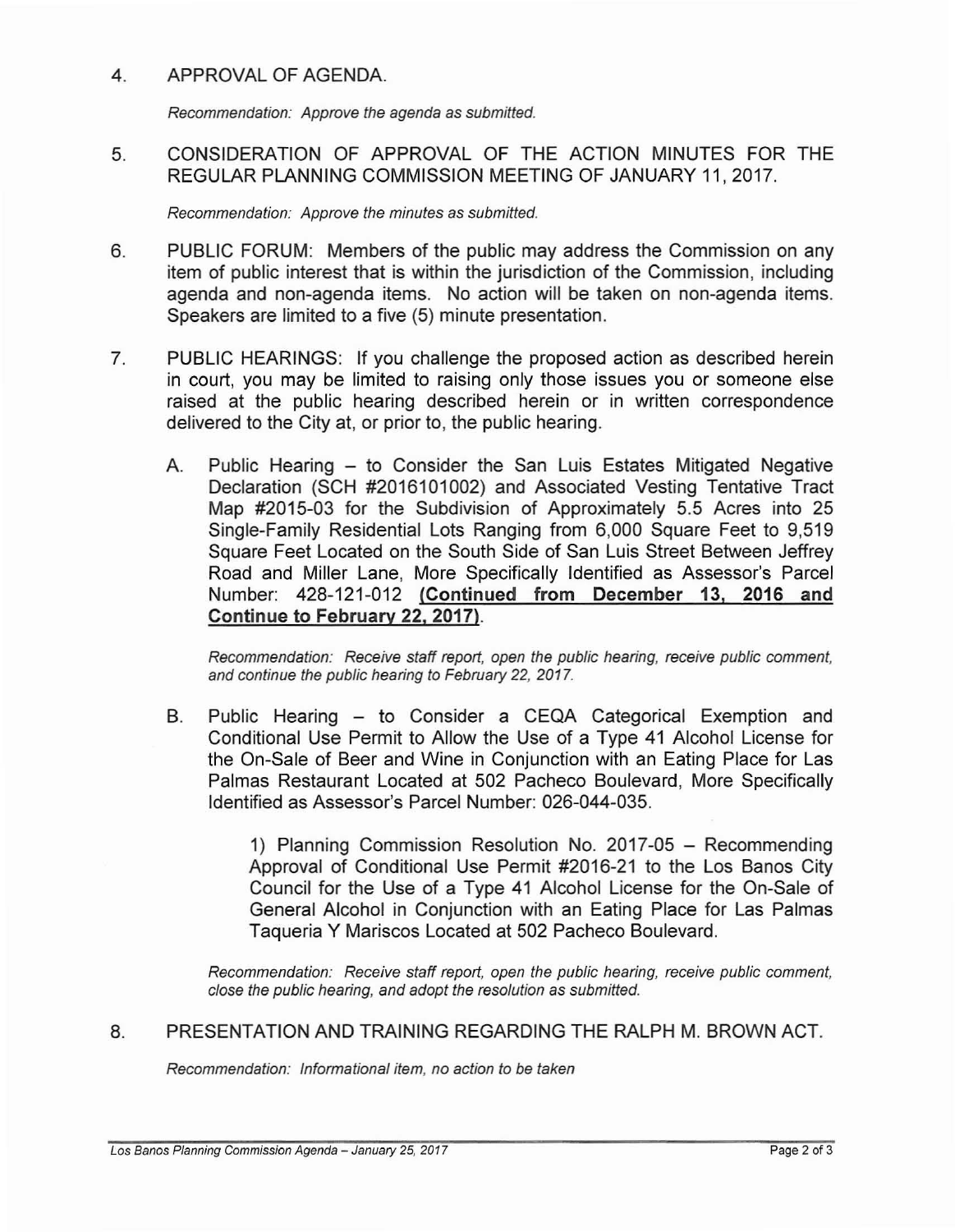4. APPROVAL OF AGENDA.

   *Recommendation: Approve the agenda as submitted.*

5. CONSIDERATION OF APPROVAL OF THE ACTION MINUTES FOR THE REGULAR PLANNING COMMISSION MEETING OF JANUARY 11, 2017.

   *Recommendation: Approve the minutes as submitted.*

6. PUBLIC FORUM: Members of the public may address the Commission on any item of public interest that is within the jurisdiction of the Commission, including agenda and non-agenda items. No action will be taken on non-agenda items. Speakers are limited to a five (5) minute presentation.

7. PUBLIC HEARINGS: If you challenge the proposed action as described herein in court, you may be limited to raising only those issues you or someone else raised at the public hearing described herein or in written correspondence delivered to the City at, or prior to, the public hearing.

   A. Public Hearing – to Consider the San Luis Estates Mitigated Negative Declaration (SCH #2016101002) and Associated Vesting Tentative Tract Map #2015-03 for the Subdivision of Approximately 5.5 Acres into 25 Single-Family Residential Lots Ranging from 6,000 Square Feet to 9,519 Square Feet Located on the South Side of San Luis Street Between Jeffrey Road and Miller Lane, More Specifically Identified as Assessor's Parcel Number: 428-121-012 **(Continued from December 13, 2016 and Continue to February 22, 2017)**.

      *Recommendation: Receive staff report, open the public hearing, receive public comment, and continue the public hearing to February 22, 2017.*

   B. Public Hearing – to Consider a CEQA Categorical Exemption and Conditional Use Permit to Allow the Use of a Type 41 Alcohol License for the On-Sale of Beer and Wine in Conjunction with an Eating Place for Las Palmas Restaurant Located at 502 Pacheco Boulevard, More Specifically Identified as Assessor's Parcel Number: 026-044-035.

      1) Planning Commission Resolution No. 2017-05 – Recommending Approval of Conditional Use Permit #2016-21 to the Los Banos City Council for the Use of a Type 41 Alcohol License for the On-Sale of General Alcohol in Conjunction with an Eating Place for Las Palmas Taqueria Y Mariscos Located at 502 Pacheco Boulevard.

      *Recommendation: Receive staff report, open the public hearing, receive public comment, close the public hearing, and adopt the resolution as submitted.*

8. PRESENTATION AND TRAINING REGARDING THE RALPH M. BROWN ACT.

   *Recommendation: Informational item, no action to be taken*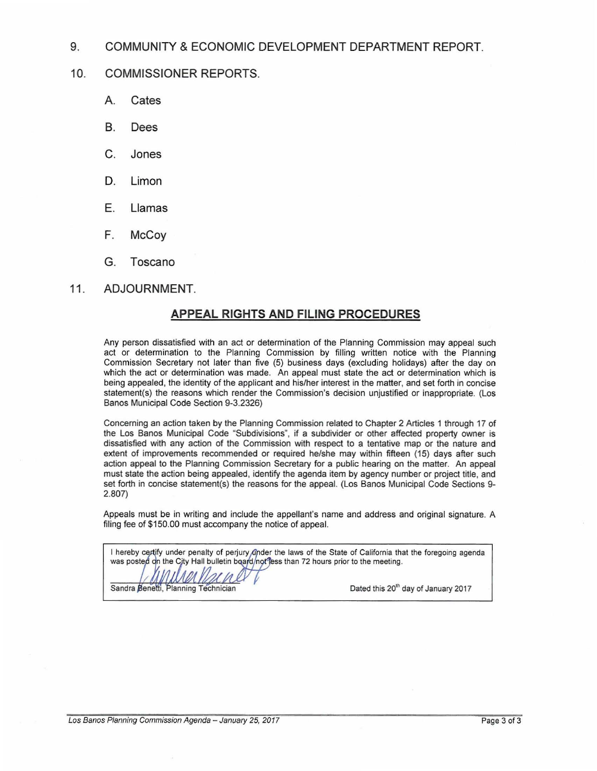9. COMMUNITY & ECONOMIC DEVELOPMENT DEPARTMENT REPORT.

10. COMMISSIONER REPORTS.

    A. Cates

    B. Dees

    C. Jones

    D. Limon

    E. Llamas

    F. McCoy

    G. Toscano

11. ADJOURNMENT.

## APPEAL RIGHTS AND FILING PROCEDURES

Any person dissatisfied with an act or determination of the Planning Commission may appeal such act or determination to the Planning Commission by filling written notice with the Planning Commission Secretary not later than five (5) business days (excluding holidays) after the day on which the act or determination was made. An appeal must state the act or determination which is being appealed, the identity of the applicant and his/her interest in the matter, and set forth in concise statement(s) the reasons which render the Commission's decision unjustified or inappropriate. (Los Banos Municipal Code Section 9-3.2326)

Concerning an action taken by the Planning Commission related to Chapter 2 Articles 1 through 17 of the Los Banos Municipal Code "Subdivisions", if a subdivider or other affected property owner is dissatisfied with any action of the Commission with respect to a tentative map or the nature and extent of improvements recommended or required he/she may within fifteen (15) days after such action appeal to the Planning Commission Secretary for a public hearing on the matter. An appeal must state the action being appealed, identify the agenda item by agency number or project title, and set forth in concise statement(s) the reasons for the appeal. (Los Banos Municipal Code Sections 9-2.807)

Appeals must be in writing and include the appellant's name and address and original signature. A filing fee of $150.00 must accompany the notice of appeal.

I hereby certify under penalty of perjury under the laws of the State of California that the foregoing agenda was posted on the City Hall bulletin board not less than 72 hours prior to the meeting.

Sandra Benetti, Planning Technician

Dated this 20th day of January 2017